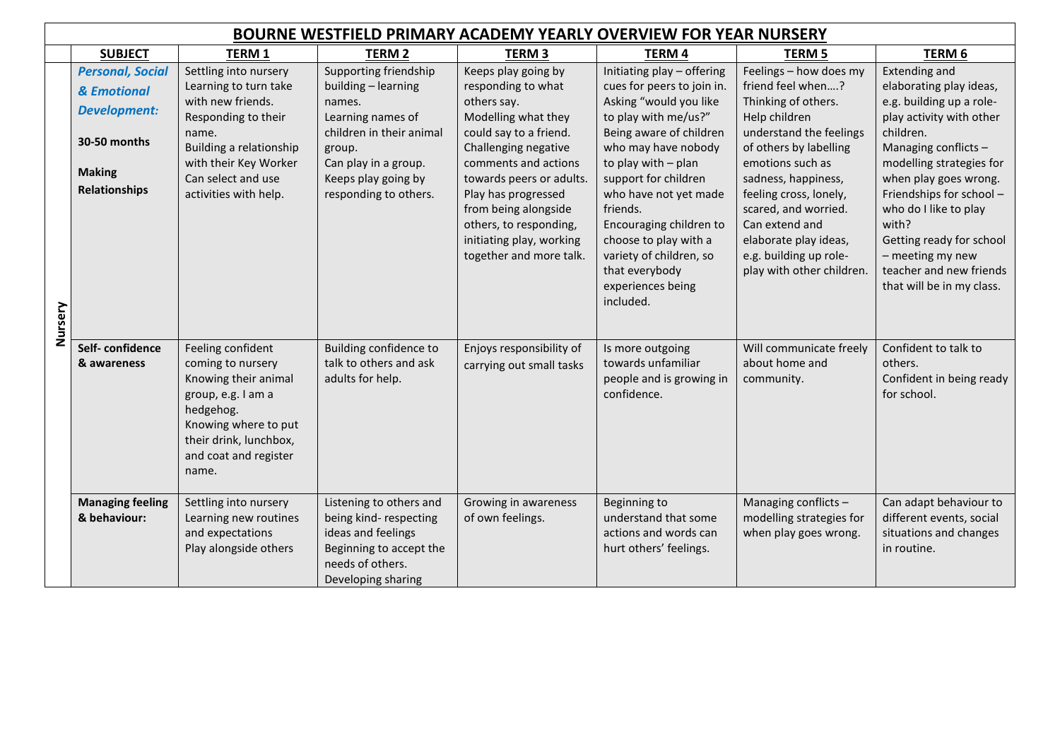# BOURNE WESTFIELD PRIMARY ACADEMY YEARLY OVERVIEW FOR YEAR NURSERY

| | SUBJECT | TERM 1 | TERM 2 | TERM 3 | TERM 4 | TERM 5 | TERM 6 |
|---|---|---|---|---|---|---|---|
| Nursery | ***Personal, Social & Emotional Development:*** **30-50 months** **Making Relationships** | Settling into nursery Learning to turn take with new friends. Responding to their name. Building a relationship with their Key Worker Can select and use activities with help. | Supporting friendship building – learning names. Learning names of children in their animal group. Can play in a group. Keeps play going by responding to others. | Keeps play going by responding to what others say. Modelling what they could say to a friend. Challenging negative comments and actions towards peers or adults. Play has progressed from being alongside others, to responding, initiating play, working together and more talk. | Initiating play – offering cues for peers to join in. Asking "would you like to play with me/us?" Being aware of children who may have nobody to play with – plan support for children who have not yet made friends. Encouraging children to choose to play with a variety of children, so that everybody experiences being included. | Feelings – how does my friend feel when….? Thinking of others. Help children understand the feelings of others by labelling emotions such as sadness, happiness, feeling cross, lonely, scared, and worried. Can extend and elaborate play ideas, e.g. building up role-play with other children. | Extending and elaborating play ideas, e.g. building up a role-play activity with other children. Managing conflicts – modelling strategies for when play goes wrong. Friendships for school – who do I like to play with? Getting ready for school – meeting my new teacher and new friends that will be in my class. |
| | **Self- confidence & awareness** | Feeling confident coming to nursery Knowing their animal group, e.g. I am a hedgehog. Knowing where to put their drink, lunchbox, and coat and register name. | Building confidence to talk to others and ask adults for help. | Enjoys responsibility of carrying out small tasks | Is more outgoing towards unfamiliar people and is growing in confidence. | Will communicate freely about home and community. | Confident to talk to others. Confident in being ready for school. |
| | **Managing feeling & behaviour:** | Settling into nursery Learning new routines and expectations Play alongside others | Listening to others and being kind- respecting ideas and feelings Beginning to accept the needs of others. Developing sharing | Growing in awareness of own feelings. | Beginning to understand that some actions and words can hurt others' feelings. | Managing conflicts – modelling strategies for when play goes wrong. | Can adapt behaviour to different events, social situations and changes in routine. |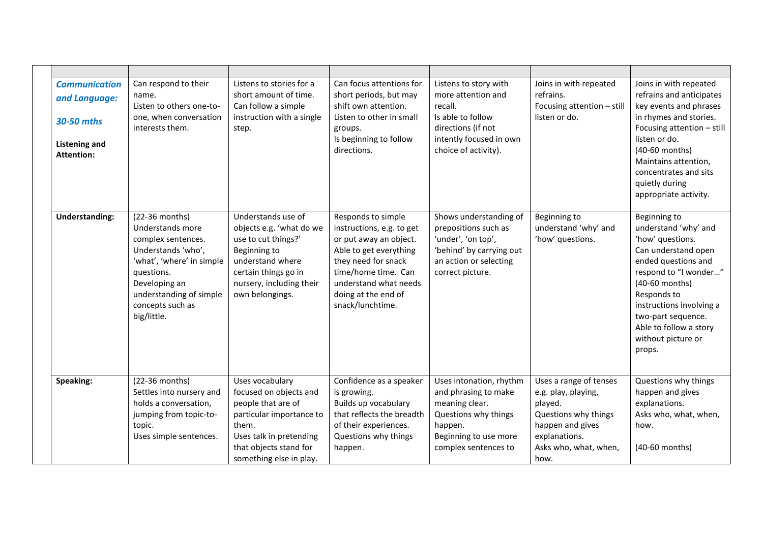| | | | | | | |
|---|---|---|---|---|---|---|
| ***Communication and Language:*** ***30-50 mths*** **Listening and Attention:** | Can respond to their name. Listen to others one-to-one, when conversation interests them. | Listens to stories for a short amount of time. Can follow a simple instruction with a single step. | Can focus attentions for short periods, but may shift own attention. Listen to other in small groups. Is beginning to follow directions. | Listens to story with more attention and recall. Is able to follow directions (if not intently focused in own choice of activity). | Joins in with repeated refrains. Focusing attention – still listen or do. | Joins in with repeated refrains and anticipates key events and phrases in rhymes and stories. Focusing attention – still listen or do. (40-60 months) Maintains attention, concentrates and sits quietly during appropriate activity. |
| **Understanding:** | (22-36 months) Understands more complex sentences. Understands 'who', 'what', 'where' in simple questions. Developing an understanding of simple concepts such as big/little. | Understands use of objects e.g. 'what do we use to cut things?' Beginning to understand where certain things go in nursery, including their own belongings. | Responds to simple instructions, e.g. to get or put away an object. Able to get everything they need for snack time/home time. Can understand what needs doing at the end of snack/lunchtime. | Shows understanding of prepositions such as 'under', 'on top', 'behind' by carrying out an action or selecting correct picture. | Beginning to understand 'why' and 'how' questions. | Beginning to understand 'why' and 'how' questions. Can understand open ended questions and respond to "I wonder…" (40-60 months) Responds to instructions involving a two-part sequence. Able to follow a story without picture or props. |
| **Speaking:** | (22-36 months) Settles into nursery and holds a conversation, jumping from topic-to-topic. Uses simple sentences. | Uses vocabulary focused on objects and people that are of particular importance to them. Uses talk in pretending that objects stand for something else in play. | Confidence as a speaker is growing. Builds up vocabulary that reflects the breadth of their experiences. Questions why things happen. | Uses intonation, rhythm and phrasing to make meaning clear. Questions why things happen. Beginning to use more complex sentences to | Uses a range of tenses e.g. play, playing, played. Questions why things happen and gives explanations. Asks who, what, when, how. | Questions why things happen and gives explanations. Asks who, what, when, how. (40-60 months) |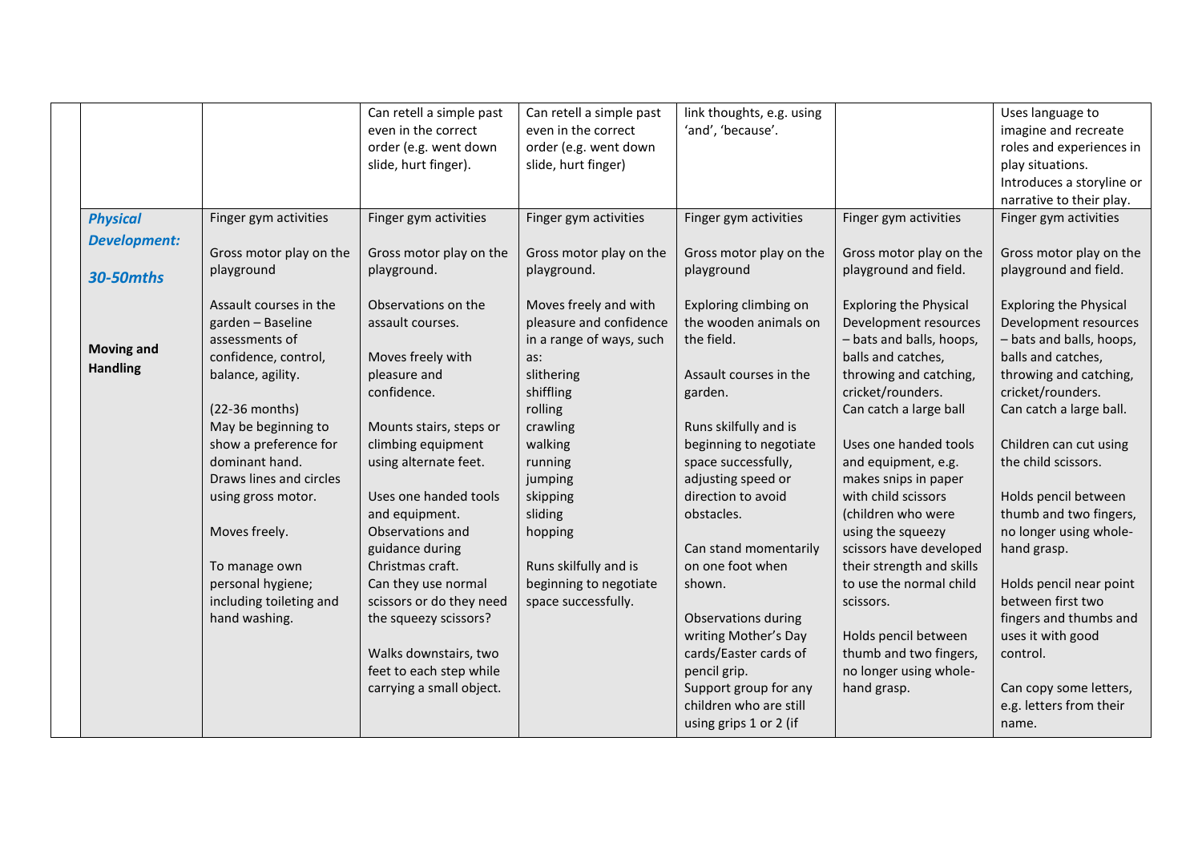| | | | | | | |
|---|---|---|---|---|---|---|
| | | Can retell a simple past even in the correct order (e.g. went down slide, hurt finger). | Can retell a simple past even in the correct order (e.g. went down slide, hurt finger) | link thoughts, e.g. using 'and', 'because'. | | Uses language to imagine and recreate roles and experiences in play situations. Introduces a storyline or narrative to their play. |
| ***Physical Development:*** ***30-50mths*** **Moving and Handling** | Finger gym activities<br><br>Gross motor play on the playground<br><br>Assault courses in the garden – Baseline assessments of confidence, control, balance, agility.<br><br>(22-36 months)<br>May be beginning to show a preference for dominant hand.<br>Draws lines and circles using gross motor.<br><br>Moves freely.<br><br>To manage own personal hygiene; including toileting and hand washing. | Finger gym activities<br><br>Gross motor play on the playground.<br><br>Observations on the assault courses.<br><br>Moves freely with pleasure and confidence.<br><br>Mounts stairs, steps or climbing equipment using alternate feet.<br><br>Uses one handed tools and equipment.<br>Observations and guidance during Christmas craft.<br>Can they use normal scissors or do they need the squeezy scissors?<br><br>Walks downstairs, two feet to each step while carrying a small object. | Finger gym activities<br><br>Gross motor play on the playground.<br><br>Moves freely and with pleasure and confidence in a range of ways, such as:<br>slithering<br>shiffling<br>rolling<br>crawling<br>walking<br>running<br>jumping<br>skipping<br>sliding<br>hopping<br><br>Runs skilfully and is beginning to negotiate space successfully. | Finger gym activities<br><br>Gross motor play on the playground<br><br>Exploring climbing on the wooden animals on the field.<br><br>Assault courses in the garden.<br><br>Runs skilfully and is beginning to negotiate space successfully, adjusting speed or direction to avoid obstacles.<br><br>Can stand momentarily on one foot when shown.<br><br>Observations during writing Mother's Day cards/Easter cards of pencil grip.<br>Support group for any children who are still using grips 1 or 2 (if | Finger gym activities<br><br>Gross motor play on the playground and field.<br><br>Exploring the Physical Development resources – bats and balls, hoops, balls and catches, throwing and catching, cricket/rounders.<br>Can catch a large ball<br><br>Uses one handed tools and equipment, e.g. makes snips in paper with child scissors (children who were using the squeezy scissors have developed their strength and skills to use the normal child scissors.<br><br>Holds pencil between thumb and two fingers, no longer using whole-hand grasp. | Finger gym activities<br><br>Gross motor play on the playground and field.<br><br>Exploring the Physical Development resources – bats and balls, hoops, balls and catches, throwing and catching, cricket/rounders.<br>Can catch a large ball.<br><br>Children can cut using the child scissors.<br><br>Holds pencil between thumb and two fingers, no longer using whole-hand grasp.<br><br>Holds pencil near point between first two fingers and thumbs and uses it with good control.<br><br>Can copy some letters, e.g. letters from their name. |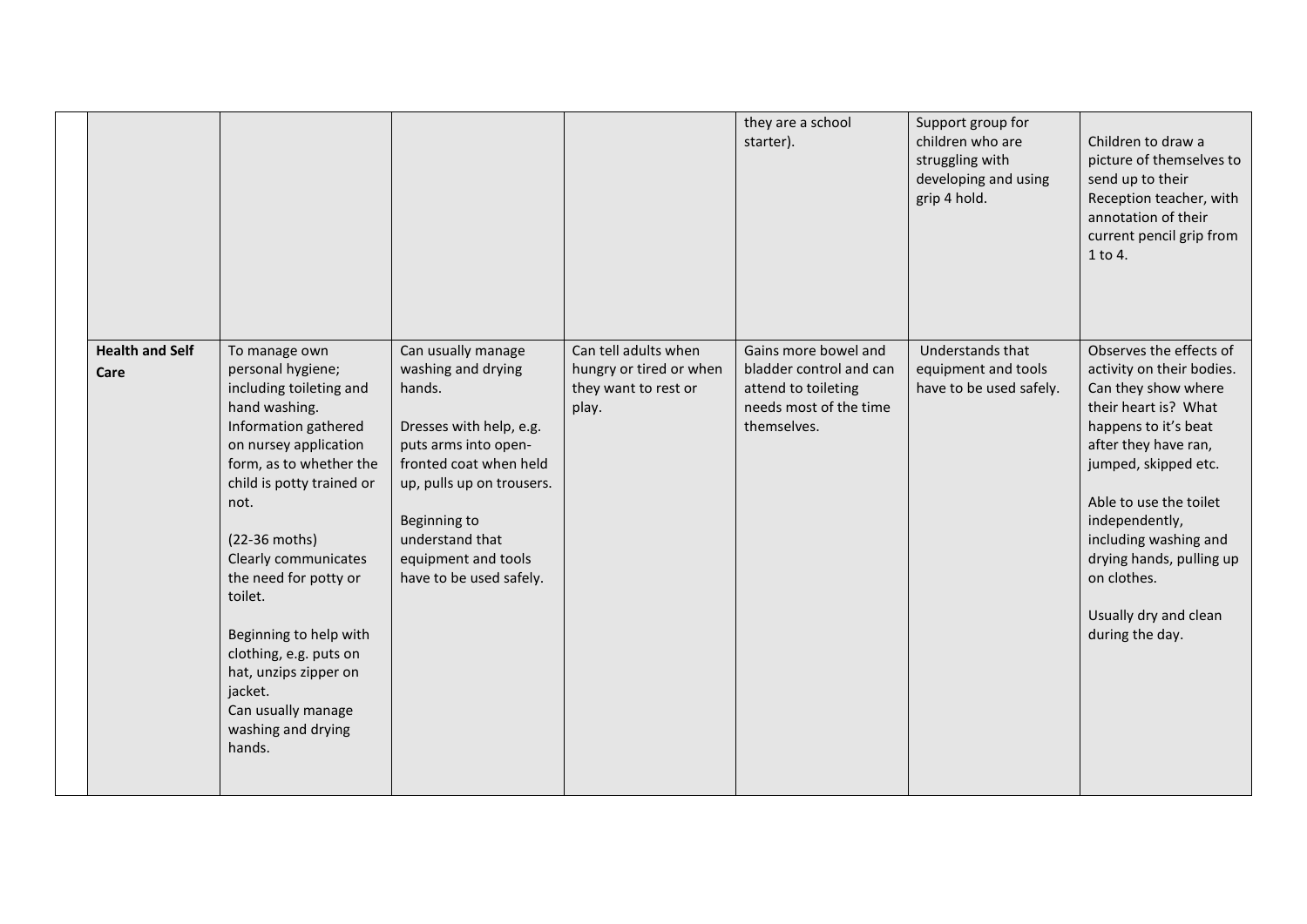| | | | | | | | |
|---|---|---|---|---|---|---|---|
| | | | | | they are a school starter). | Support group for children who are struggling with developing and using grip 4 hold. | Children to draw a picture of themselves to send up to their Reception teacher, with annotation of their current pencil grip from 1 to 4. |
| | **Health and Self Care** | To manage own personal hygiene; including toileting and hand washing.<br>Information gathered on nursey application form, as to whether the child is potty trained or not.<br><br>(22-36 moths)<br>Clearly communicates the need for potty or toilet.<br><br>Beginning to help with clothing, e.g. puts on hat, unzips zipper on jacket.<br>Can usually manage washing and drying hands. | Can usually manage washing and drying hands.<br><br>Dresses with help, e.g. puts arms into open-fronted coat when held up, pulls up on trousers.<br><br>Beginning to understand that equipment and tools have to be used safely. | Can tell adults when hungry or tired or when they want to rest or play. | Gains more bowel and bladder control and can attend to toileting needs most of the time themselves. | Understands that equipment and tools have to be used safely. | Observes the effects of activity on their bodies. Can they show where their heart is? What happens to it's beat after they have ran, jumped, skipped etc.<br><br>Able to use the toilet independently, including washing and drying hands, pulling up on clothes.<br><br>Usually dry and clean during the day. |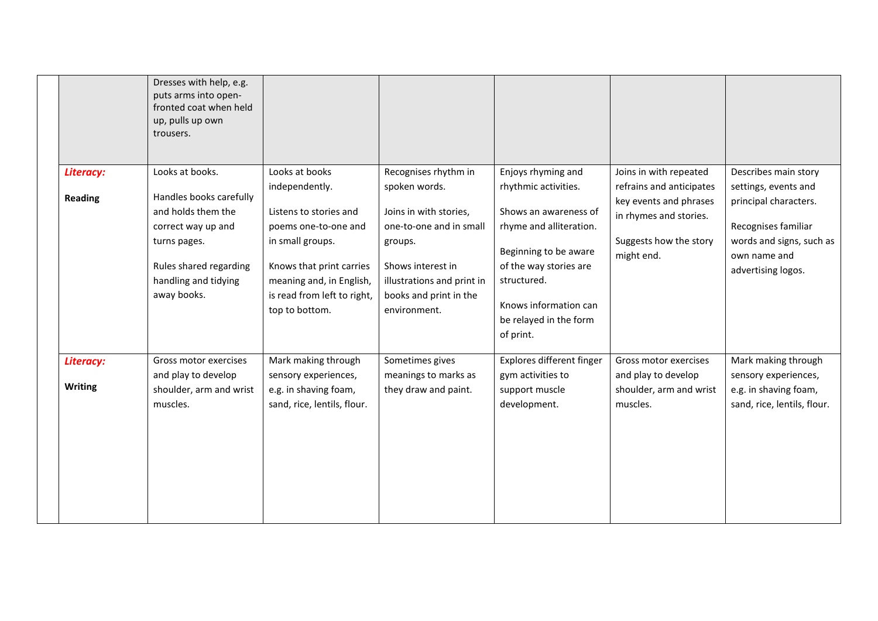| | | | | | | | |
|---|---|---|---|---|---|---|---|
| | | Dresses with help, e.g. puts arms into open-fronted coat when held up, pulls up own trousers. | | | | | |
| | ***Literacy:*** **Reading** | Looks at books. Handles books carefully and holds them the correct way up and turns pages. Rules shared regarding handling and tidying away books. | Looks at books independently. Listens to stories and poems one-to-one and in small groups. Knows that print carries meaning and, in English, is read from left to right, top to bottom. | Recognises rhythm in spoken words. Joins in with stories, one-to-one and in small groups. Shows interest in illustrations and print in books and print in the environment. | Enjoys rhyming and rhythmic activities. Shows an awareness of rhyme and alliteration. Beginning to be aware of the way stories are structured. Knows information can be relayed in the form of print. | Joins in with repeated refrains and anticipates key events and phrases in rhymes and stories. Suggests how the story might end. | Describes main story settings, events and principal characters. Recognises familiar words and signs, such as own name and advertising logos. |
| | ***Literacy:*** **Writing** | Gross motor exercises and play to develop shoulder, arm and wrist muscles. | Mark making through sensory experiences, e.g. in shaving foam, sand, rice, lentils, flour. | Sometimes gives meanings to marks as they draw and paint. | Explores different finger gym activities to support muscle development. | Gross motor exercises and play to develop shoulder, arm and wrist muscles. | Mark making through sensory experiences, e.g. in shaving foam, sand, rice, lentils, flour. |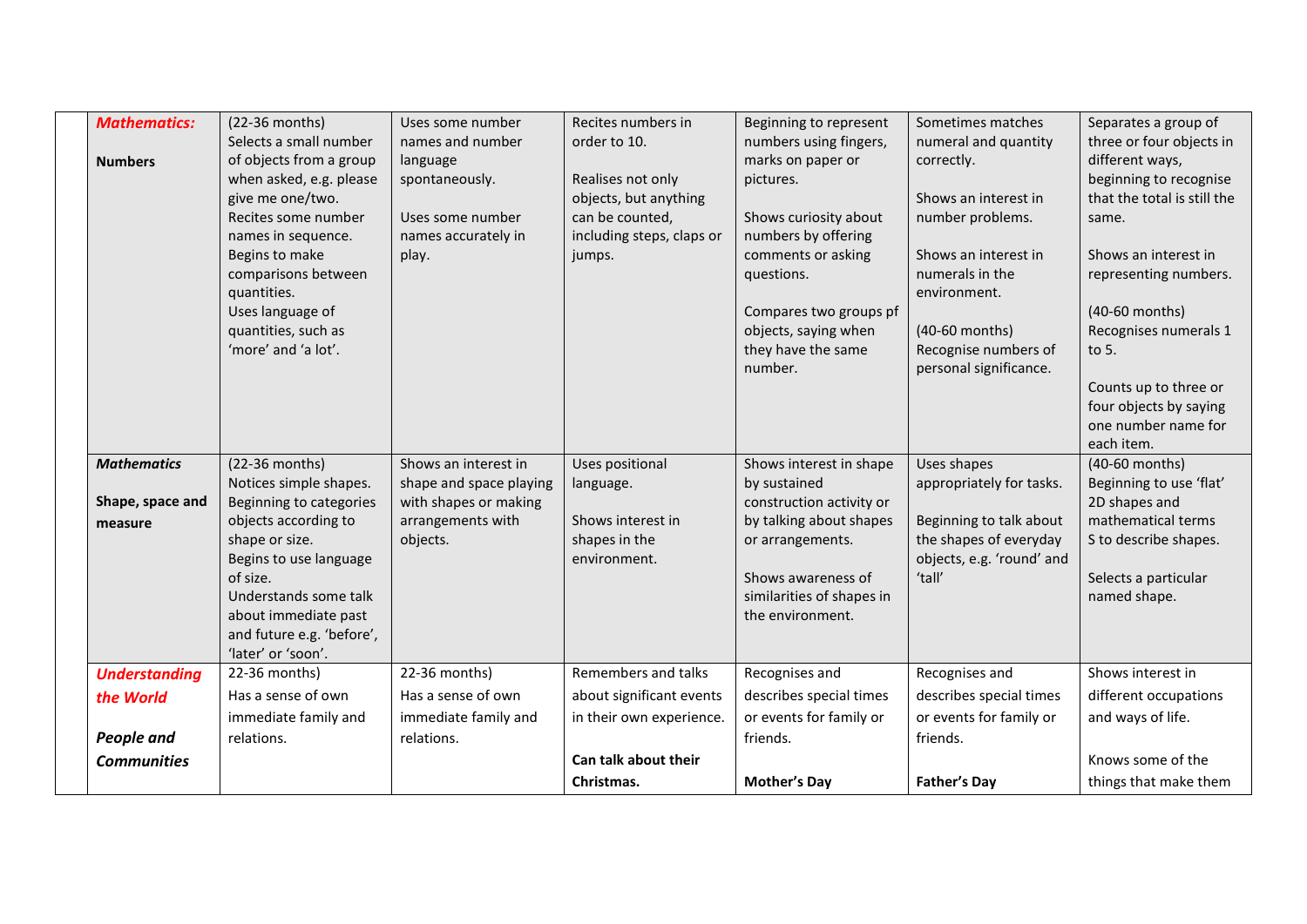| | | | | | | |
|---|---|---|---|---|---|---|
| ***Mathematics:***<br><br>**Numbers** | (22-36 months)<br>Selects a small number of objects from a group when asked, e.g. please give me one/two.<br>Recites some number names in sequence.<br>Begins to make comparisons between quantities.<br>Uses language of quantities, such as 'more' and 'a lot'. | Uses some number names and number language spontaneously.<br><br>Uses some number names accurately in play. | Recites numbers in order to 10.<br><br>Realises not only objects, but anything can be counted, including steps, claps or jumps. | Beginning to represent numbers using fingers, marks on paper or pictures.<br><br>Shows curiosity about numbers by offering comments or asking questions.<br><br>Compares two groups pf objects, saying when they have the same number. | Sometimes matches numeral and quantity correctly.<br><br>Shows an interest in number problems.<br><br>Shows an interest in numerals in the environment.<br><br>(40-60 months)<br>Recognise numbers of personal significance. | Separates a group of three or four objects in different ways, beginning to recognise that the total is still the same.<br><br>Shows an interest in representing numbers.<br><br>(40-60 months)<br>Recognises numerals 1 to 5.<br><br>Counts up to three or four objects by saying one number name for each item. |
| ***Mathematics***<br><br>**Shape, space and measure** | (22-36 months)<br>Notices simple shapes.<br>Beginning to categories objects according to shape or size.<br>Begins to use language of size.<br>Understands some talk about immediate past and future e.g. 'before', 'later' or 'soon'. | Shows an interest in shape and space playing with shapes or making arrangements with objects. | Uses positional language.<br><br>Shows interest in shapes in the environment. | Shows interest in shape by sustained construction activity or by talking about shapes or arrangements.<br><br>Shows awareness of similarities of shapes in the environment. | Uses shapes appropriately for tasks.<br><br>Beginning to talk about the shapes of everyday objects, e.g. 'round' and 'tall' | (40-60 months)<br>Beginning to use 'flat' 2D shapes and mathematical terms S to describe shapes.<br><br>Selects a particular named shape. |
| ***Understanding the World***<br><br>***People and Communities*** | 22-36 months)<br>Has a sense of own immediate family and relations. | 22-36 months)<br>Has a sense of own immediate family and relations. | Remembers and talks about significant events in their own experience.<br><br>**Can talk about their Christmas.** | Recognises and describes special times or events for family or friends.<br><br>**Mother's Day** | Recognises and describes special times or events for family or friends.<br><br>**Father's Day** | Shows interest in different occupations and ways of life.<br><br>Knows some of the things that make them |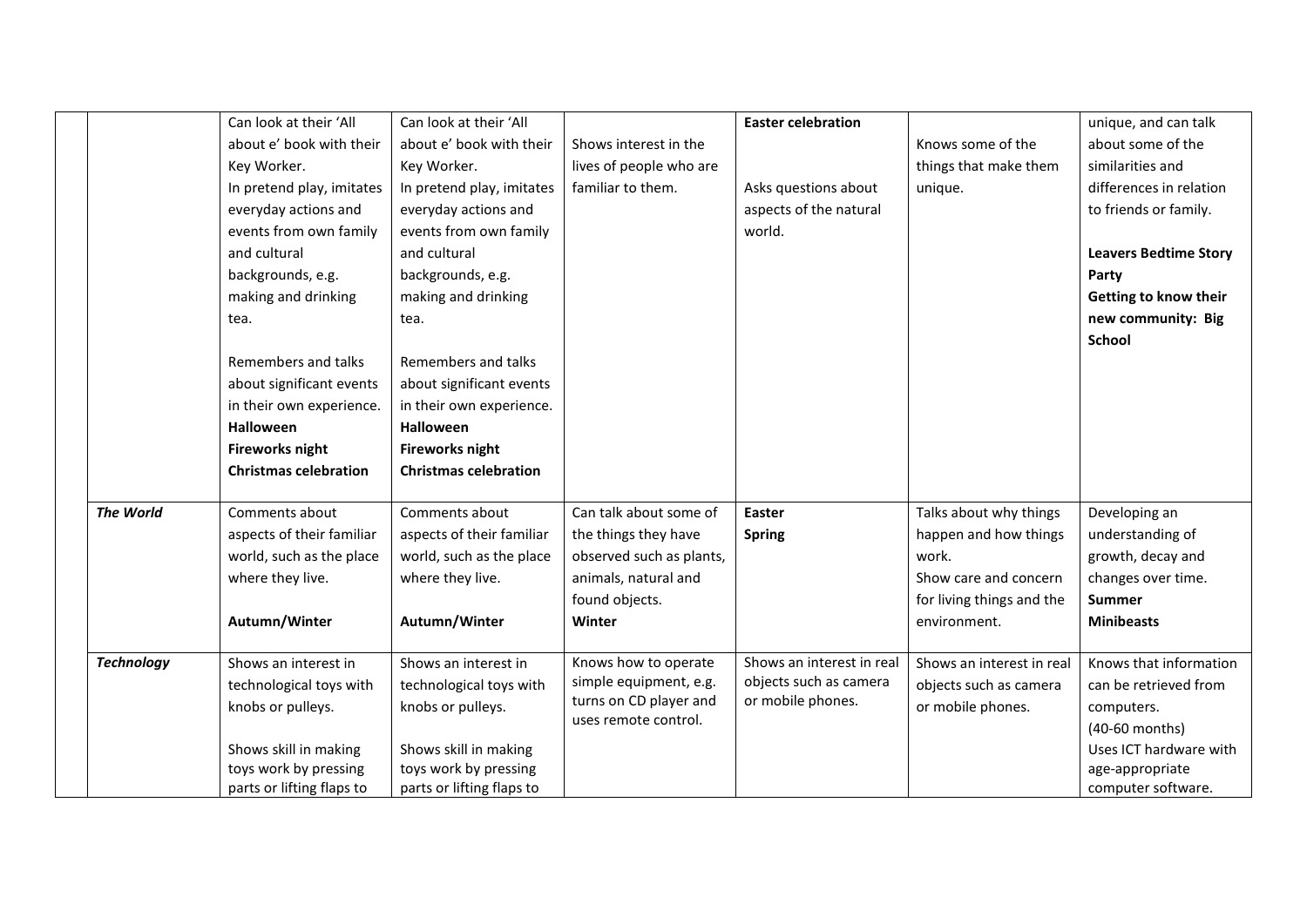| | | | | | | | |
|---|---|---|---|---|---|---|---|
| | | Can look at their 'All about e' book with their Key Worker.<br>In pretend play, imitates everyday actions and events from own family and cultural backgrounds, e.g. making and drinking tea.<br><br>Remembers and talks about significant events in their own experience.<br>**Halloween**<br>**Fireworks night**<br>**Christmas celebration** | Can look at their 'All about e' book with their Key Worker.<br>In pretend play, imitates everyday actions and events from own family and cultural backgrounds, e.g. making and drinking tea.<br><br>Remembers and talks about significant events in their own experience.<br>**Halloween**<br>**Fireworks night**<br>**Christmas celebration** | Shows interest in the lives of people who are familiar to them. | **Easter celebration**<br><br>Asks questions about aspects of the natural world. | Knows some of the things that make them unique. | unique, and can talk about some of the similarities and differences in relation to friends or family.<br><br>**Leavers Bedtime Story Party**<br>**Getting to know their new community: Big School** |
| | ***The World*** | Comments about aspects of their familiar world, such as the place where they live.<br><br>**Autumn/Winter** | Comments about aspects of their familiar world, such as the place where they live.<br><br>**Autumn/Winter** | Can talk about some of the things they have observed such as plants, animals, natural and found objects.<br>**Winter** | **Easter**<br>**Spring** | Talks about why things happen and how things work.<br>Show care and concern for living things and the environment. | Developing an understanding of growth, decay and changes over time.<br>**Summer**<br>**Minibeasts** |
| | ***Technology*** | Shows an interest in technological toys with knobs or pulleys.<br><br>Shows skill in making toys work by pressing parts or lifting flaps to | Shows an interest in technological toys with knobs or pulleys.<br><br>Shows skill in making toys work by pressing parts or lifting flaps to | Knows how to operate simple equipment, e.g. turns on CD player and uses remote control. | Shows an interest in real objects such as camera or mobile phones. | Shows an interest in real objects such as camera or mobile phones. | Knows that information can be retrieved from computers.<br>(40-60 months)<br>Uses ICT hardware with age-appropriate computer software. |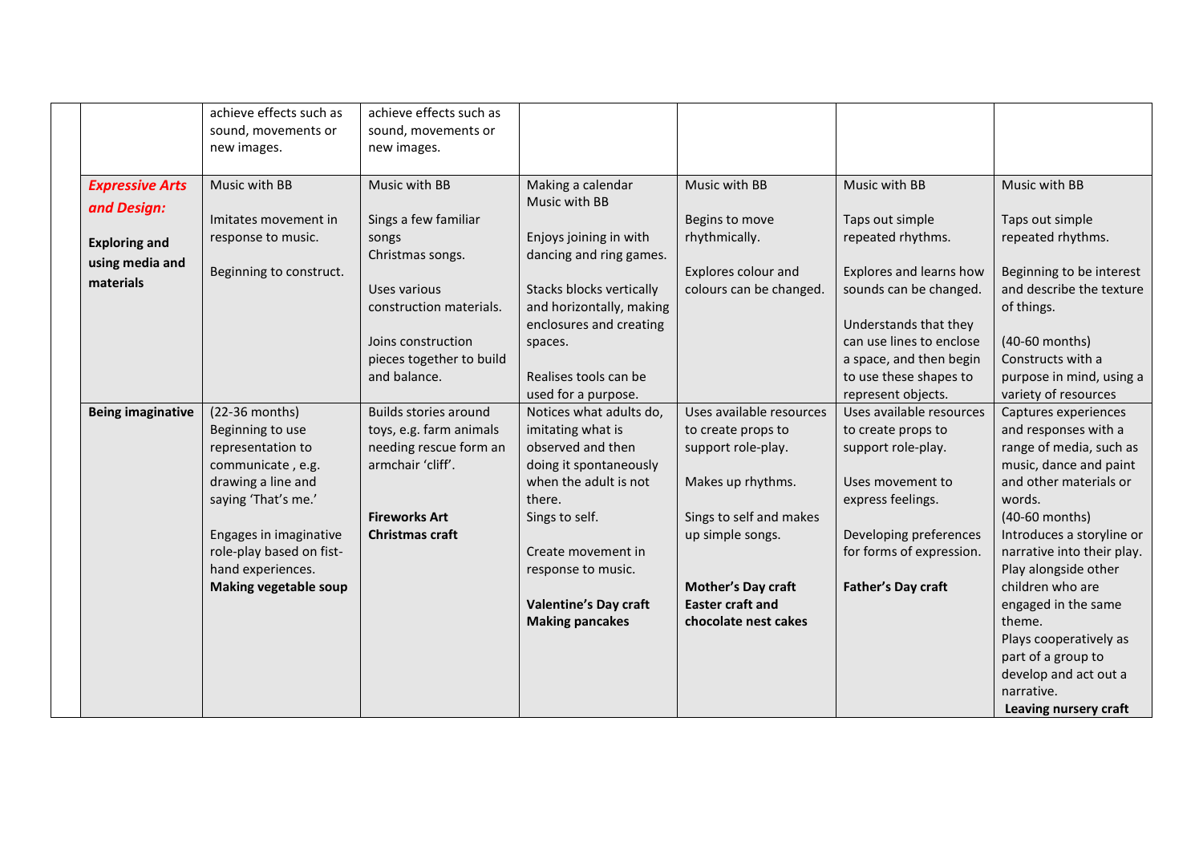| | | | | | | | |
|---|---|---|---|---|---|---|---|
| | | achieve effects such as sound, movements or new images. | achieve effects such as sound, movements or new images. | | | | |
| | ***Expressive Arts and Design:*** **Exploring and using media and materials** | Music with BB<br><br>Imitates movement in response to music.<br><br>Beginning to construct. | Music with BB<br><br>Sings a few familiar songs<br>Christmas songs.<br><br>Uses various construction materials.<br><br>Joins construction pieces together to build and balance. | Making a calendar<br>Music with BB<br><br>Enjoys joining in with dancing and ring games.<br><br>Stacks blocks vertically and horizontally, making enclosures and creating spaces.<br><br>Realises tools can be used for a purpose. | Music with BB<br><br>Begins to move rhythmically.<br><br>Explores colour and colours can be changed. | Music with BB<br><br>Taps out simple repeated rhythms.<br><br>Explores and learns how sounds can be changed.<br><br>Understands that they can use lines to enclose a space, and then begin to use these shapes to represent objects. | Music with BB<br><br>Taps out simple repeated rhythms.<br><br>Beginning to be interest and describe the texture of things.<br><br>(40-60 months)<br>Constructs with a purpose in mind, using a variety of resources |
| | **Being imaginative** | (22-36 months)<br>Beginning to use representation to communicate , e.g. drawing a line and saying 'That's me.'<br><br>Engages in imaginative role-play based on first-hand experiences.<br>**Making vegetable soup** | Builds stories around toys, e.g. farm animals needing rescue form an armchair 'cliff'.<br><br>**Fireworks Art**<br>**Christmas craft** | Notices what adults do, imitating what is observed and then doing it spontaneously when the adult is not there.<br>Sings to self.<br><br>Create movement in response to music.<br><br>**Valentine's Day craft**<br>**Making pancakes** | Uses available resources to create props to support role-play.<br><br>Makes up rhythms.<br><br>Sings to self and makes up simple songs.<br><br>**Mother's Day craft**<br>**Easter craft and chocolate nest cakes** | Uses available resources to create props to support role-play.<br><br>Uses movement to express feelings.<br><br>Developing preferences for forms of expression.<br><br>**Father's Day craft** | Captures experiences and responses with a range of media, such as music, dance and paint and other materials or words.<br>(40-60 months)<br>Introduces a storyline or narrative into their play.<br>Play alongside other children who are engaged in the same theme.<br>Plays cooperatively as part of a group to develop and act out a narrative.<br>**Leaving nursery craft** |